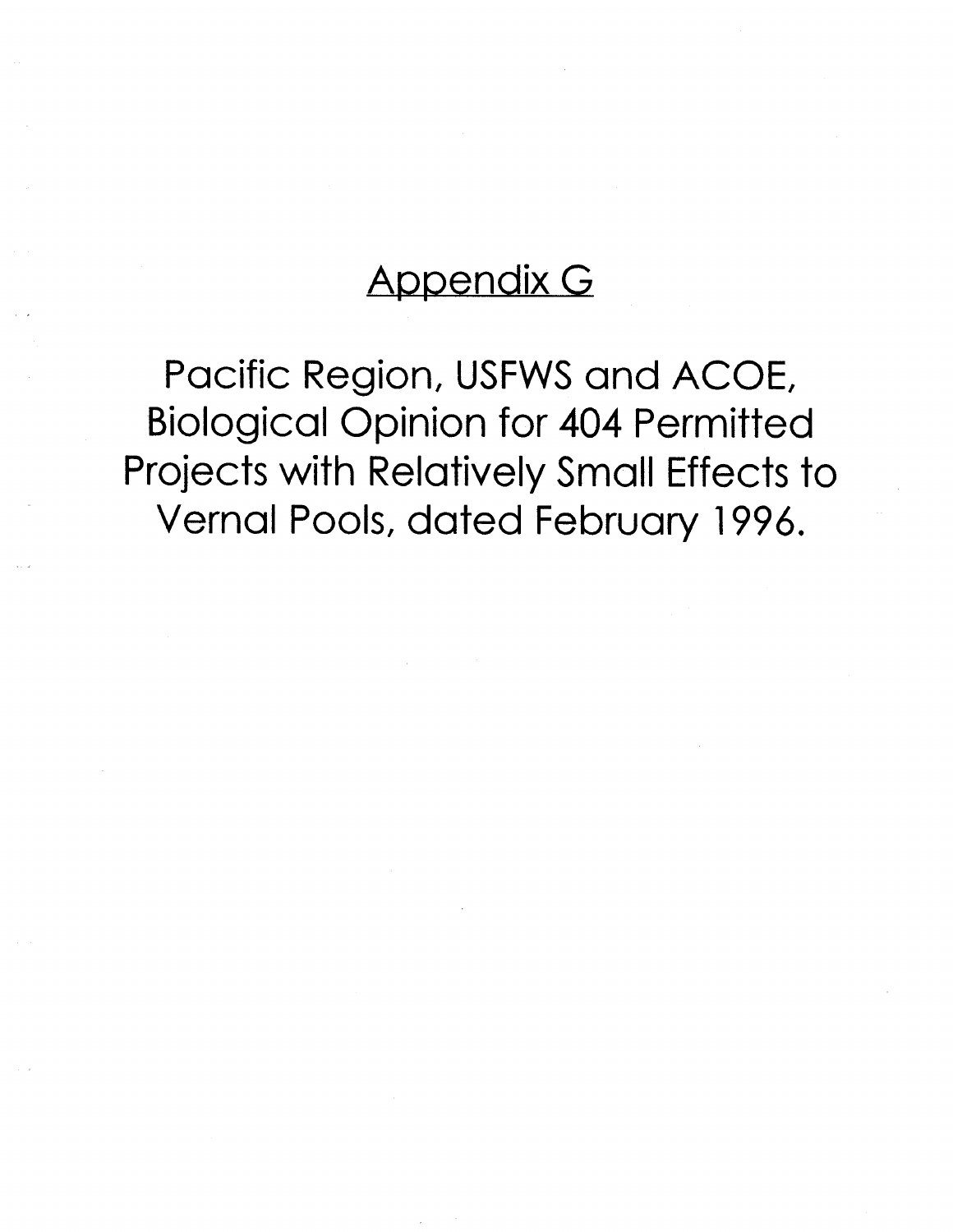# Appendix G

Pacific Region, USFWS and ACOE, Biological Opinion for 404 Permitted Projects with Relatively Small Effects to Vernal Pools, dated February 1996.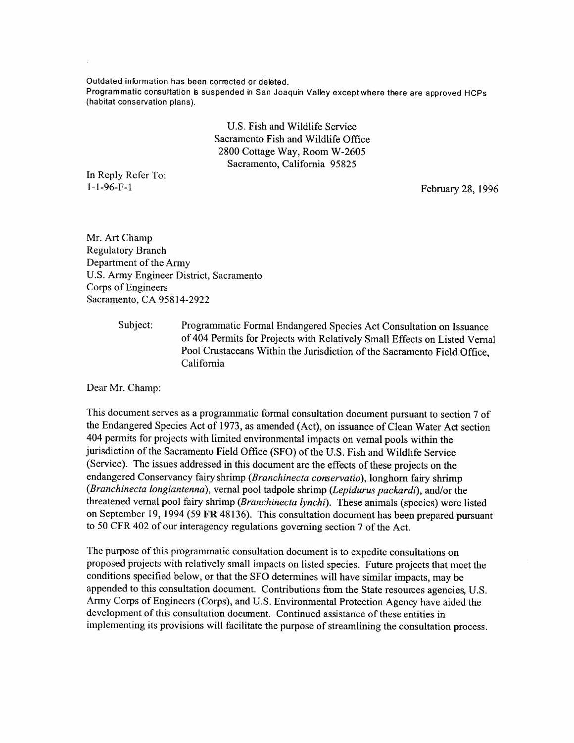Outdated information has been corrected or deleted.
Programmatic consultation is suspended in San Joaquin Valley except where there are approved HCPs (habitat conservation plans).

U.S. Fish and Wildlife Service
Sacramento Fish and Wildlife Office
2800 Cottage Way, Room W-2605
Sacramento, California 95825

In Reply Refer To:
1-1-96-F-1

February 28, 1996

Mr. Art Champ
Regulatory Branch
Department of the Army
U.S. Army Engineer District, Sacramento
Corps of Engineers
Sacramento, CA 95814-2922

Subject: Programmatic Formal Endangered Species Act Consultation on Issuance of 404 Permits for Projects with Relatively Small Effects on Listed Vernal Pool Crustaceans Within the Jurisdiction of the Sacramento Field Office, California

Dear Mr. Champ:

This document serves as a programmatic formal consultation document pursuant to section 7 of the Endangered Species Act of 1973, as amended (Act), on issuance of Clean Water Act section 404 permits for projects with limited environmental impacts on vernal pools within the jurisdiction of the Sacramento Field Office (SFO) of the U.S. Fish and Wildlife Service (Service). The issues addressed in this document are the effects of these projects on the endangered Conservancy fairy shrimp (*Branchinecta conservatio*), longhorn fairy shrimp (*Branchinecta longiantenna*), vernal pool tadpole shrimp (*Lepidurus packardi*), and/or the threatened vernal pool fairy shrimp (*Branchinecta lynchi*). These animals (species) were listed on September 19, 1994 (59 **FR** 48136). This consultation document has been prepared pursuant to 50 CFR 402 of our interagency regulations governing section 7 of the Act.

The purpose of this programmatic consultation document is to expedite consultations on proposed projects with relatively small impacts on listed species. Future projects that meet the conditions specified below, or that the SFO determines will have similar impacts, may be appended to this consultation document. Contributions from the State resources agencies, U.S. Army Corps of Engineers (Corps), and U.S. Environmental Protection Agency have aided the development of this consultation document. Continued assistance of these entities in implementing its provisions will facilitate the purpose of streamlining the consultation process.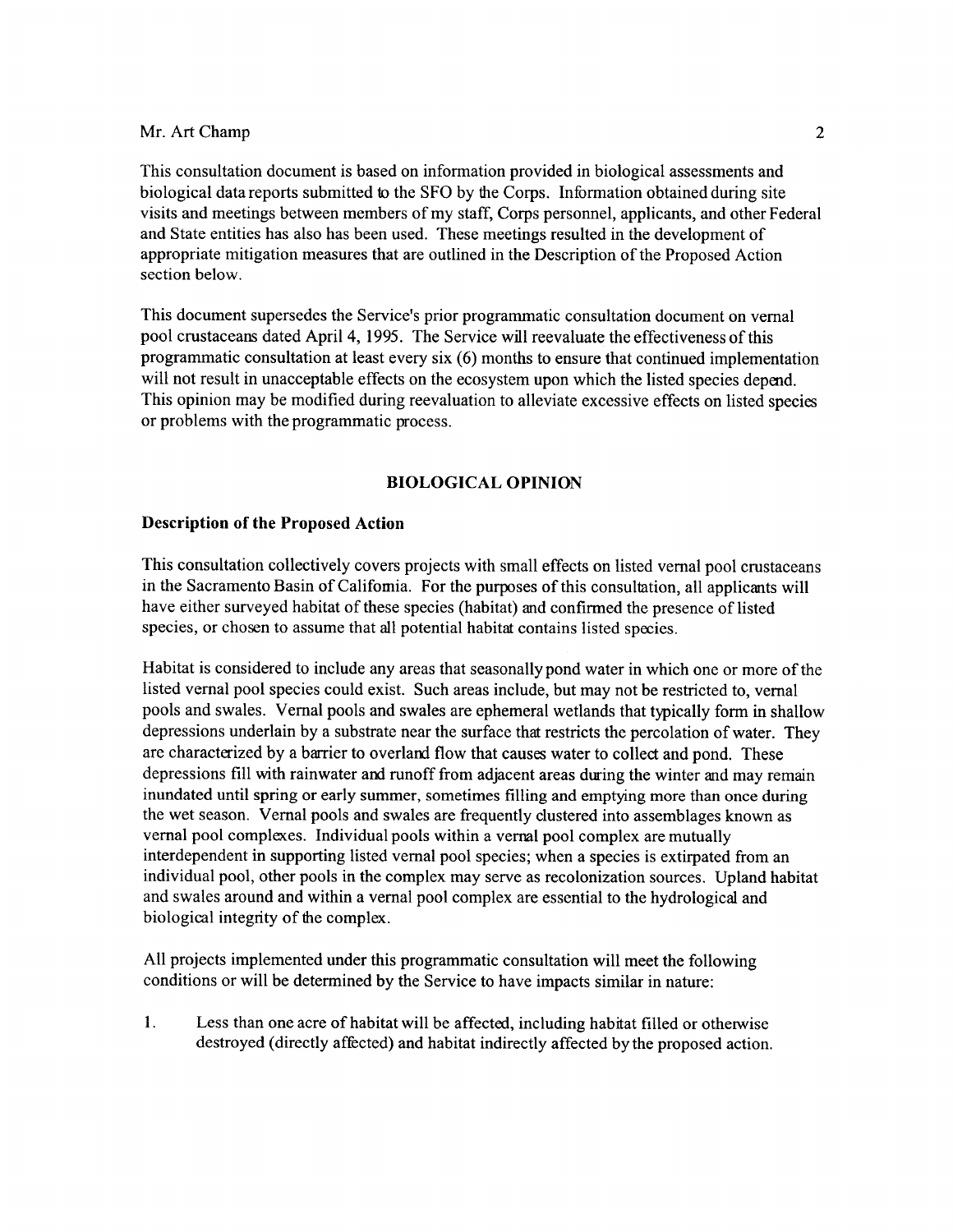Mr. Art Champ

This consultation document is based on information provided in biological assessments and biological data reports submitted to the SFO by the Corps. Information obtained during site visits and meetings between members of my staff, Corps personnel, applicants, and other Federal and State entities has also has been used. These meetings resulted in the development of appropriate mitigation measures that are outlined in the Description of the Proposed Action section below.

This document supersedes the Service's prior programmatic consultation document on vernal pool crustaceans dated April 4, 1995. The Service will reevaluate the effectiveness of this programmatic consultation at least every six (6) months to ensure that continued implementation will not result in unacceptable effects on the ecosystem upon which the listed species depend. This opinion may be modified during reevaluation to alleviate excessive effects on listed species or problems with the programmatic process.

## BIOLOGICAL OPINION

### Description of the Proposed Action

This consultation collectively covers projects with small effects on listed vernal pool crustaceans in the Sacramento Basin of California. For the purposes of this consultation, all applicants will have either surveyed habitat of these species (habitat) and confirmed the presence of listed species, or chosen to assume that all potential habitat contains listed species.

Habitat is considered to include any areas that seasonally pond water in which one or more of the listed vernal pool species could exist. Such areas include, but may not be restricted to, vernal pools and swales. Vernal pools and swales are ephemeral wetlands that typically form in shallow depressions underlain by a substrate near the surface that restricts the percolation of water. They are characterized by a barrier to overland flow that causes water to collect and pond. These depressions fill with rainwater and runoff from adjacent areas during the winter and may remain inundated until spring or early summer, sometimes filling and emptying more than once during the wet season. Vernal pools and swales are frequently clustered into assemblages known as vernal pool complexes. Individual pools within a vernal pool complex are mutually interdependent in supporting listed vernal pool species; when a species is extirpated from an individual pool, other pools in the complex may serve as recolonization sources. Upland habitat and swales around and within a vernal pool complex are essential to the hydrological and biological integrity of the complex.

All projects implemented under this programmatic consultation will meet the following conditions or will be determined by the Service to have impacts similar in nature:

1. Less than one acre of habitat will be affected, including habitat filled or otherwise destroyed (directly affected) and habitat indirectly affected by the proposed action.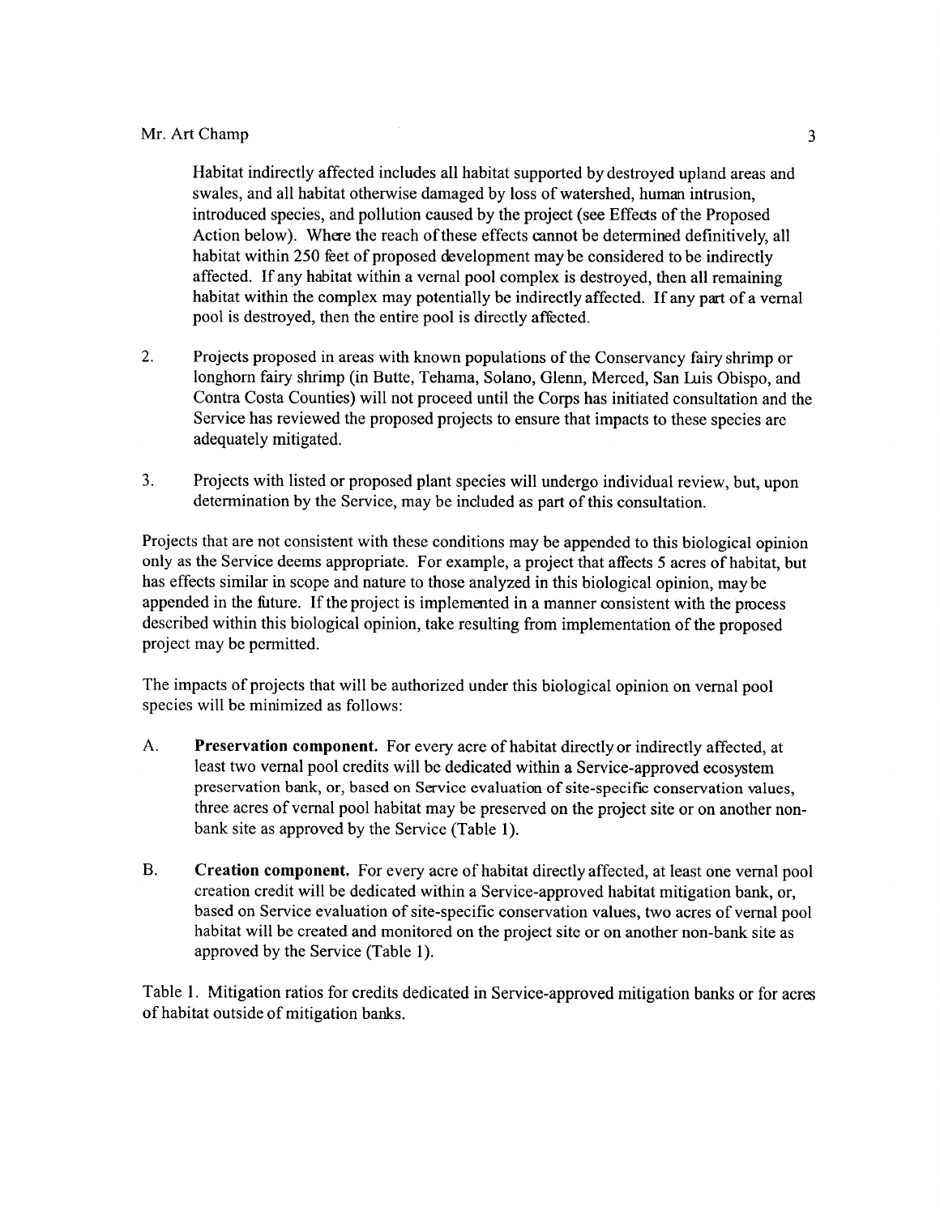Habitat indirectly affected includes all habitat supported by destroyed upland areas and swales, and all habitat otherwise damaged by loss of watershed, human intrusion, introduced species, and pollution caused by the project (see Effects of the Proposed Action below). Where the reach of these effects cannot be determined definitively, all habitat within 250 feet of proposed development may be considered to be indirectly affected. If any habitat within a vernal pool complex is destroyed, then all remaining habitat within the complex may potentially be indirectly affected. If any part of a vernal pool is destroyed, then the entire pool is directly affected.

2. Projects proposed in areas with known populations of the Conservancy fairy shrimp or longhorn fairy shrimp (in Butte, Tehama, Solano, Glenn, Merced, San Luis Obispo, and Contra Costa Counties) will not proceed until the Corps has initiated consultation and the Service has reviewed the proposed projects to ensure that impacts to these species are adequately mitigated.

3. Projects with listed or proposed plant species will undergo individual review, but, upon determination by the Service, may be included as part of this consultation.

Projects that are not consistent with these conditions may be appended to this biological opinion only as the Service deems appropriate. For example, a project that affects 5 acres of habitat, but has effects similar in scope and nature to those analyzed in this biological opinion, may be appended in the future. If the project is implemented in a manner consistent with the process described within this biological opinion, take resulting from implementation of the proposed project may be permitted.

The impacts of projects that will be authorized under this biological opinion on vernal pool species will be minimized as follows:

A. **Preservation component.** For every acre of habitat directly or indirectly affected, at least two vernal pool credits will be dedicated within a Service-approved ecosystem preservation bank, or, based on Service evaluation of site-specific conservation values, three acres of vernal pool habitat may be preserved on the project site or on another non-bank site as approved by the Service (Table 1).

B. **Creation component.** For every acre of habitat directly affected, at least one vernal pool creation credit will be dedicated within a Service-approved habitat mitigation bank, or, based on Service evaluation of site-specific conservation values, two acres of vernal pool habitat will be created and monitored on the project site or on another non-bank site as approved by the Service (Table 1).

Table 1. Mitigation ratios for credits dedicated in Service-approved mitigation banks or for acres of habitat outside of mitigation banks.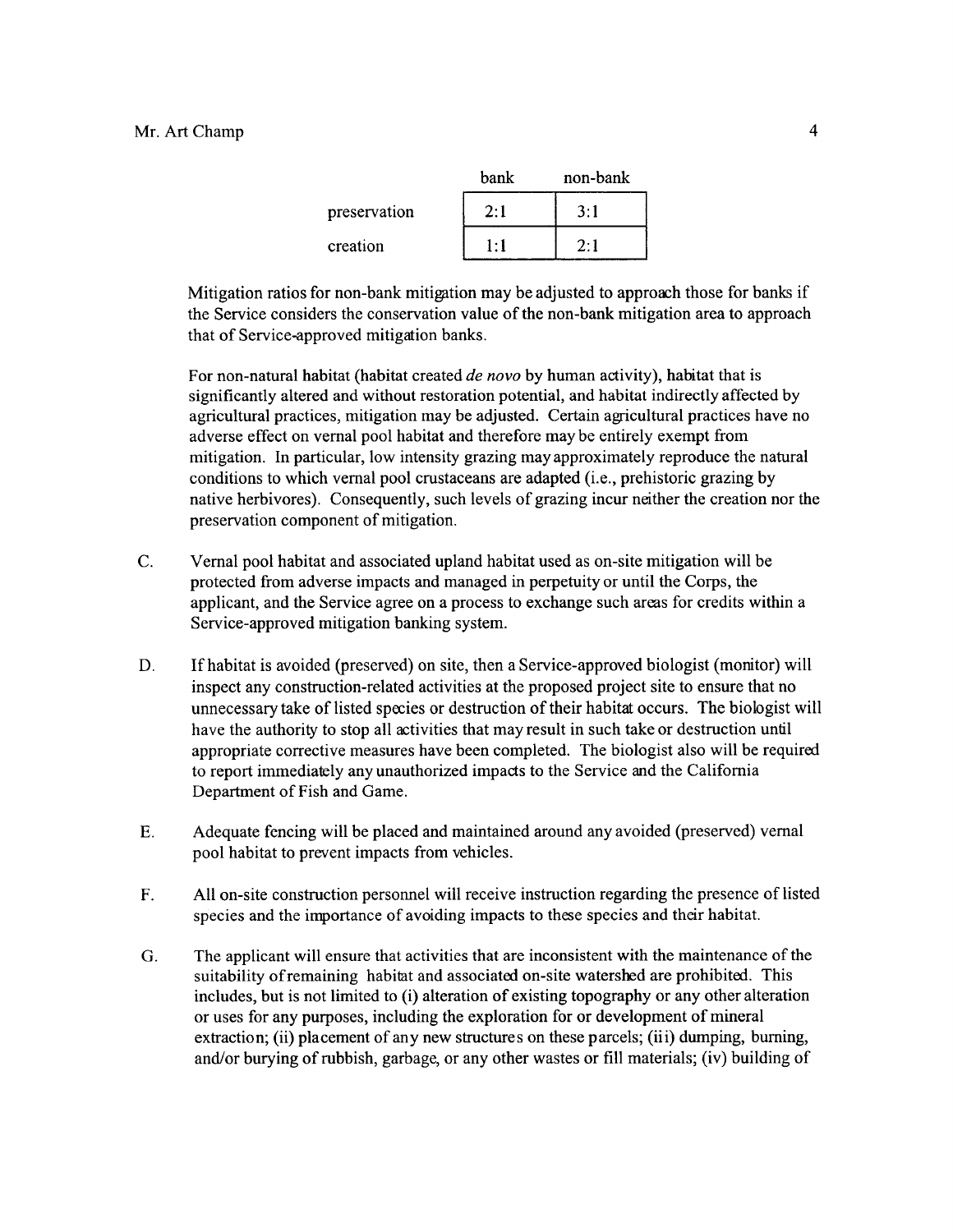| | bank | non-bank |
|---|---|---|
| preservation | 2:1 | 3:1 |
| creation | 1:1 | 2:1 |

Mitigation ratios for non-bank mitigation may be adjusted to approach those for banks if the Service considers the conservation value of the non-bank mitigation area to approach that of Service-approved mitigation banks.

For non-natural habitat (habitat created *de novo* by human activity), habitat that is significantly altered and without restoration potential, and habitat indirectly affected by agricultural practices, mitigation may be adjusted. Certain agricultural practices have no adverse effect on vernal pool habitat and therefore may be entirely exempt from mitigation. In particular, low intensity grazing may approximately reproduce the natural conditions to which vernal pool crustaceans are adapted (i.e., prehistoric grazing by native herbivores). Consequently, such levels of grazing incur neither the creation nor the preservation component of mitigation.

C. Vernal pool habitat and associated upland habitat used as on-site mitigation will be protected from adverse impacts and managed in perpetuity or until the Corps, the applicant, and the Service agree on a process to exchange such areas for credits within a Service-approved mitigation banking system.

D. If habitat is avoided (preserved) on site, then a Service-approved biologist (monitor) will inspect any construction-related activities at the proposed project site to ensure that no unnecessary take of listed species or destruction of their habitat occurs. The biologist will have the authority to stop all activities that may result in such take or destruction until appropriate corrective measures have been completed. The biologist also will be required to report immediately any unauthorized impacts to the Service and the California Department of Fish and Game.

E. Adequate fencing will be placed and maintained around any avoided (preserved) vernal pool habitat to prevent impacts from vehicles.

F. All on-site construction personnel will receive instruction regarding the presence of listed species and the importance of avoiding impacts to these species and their habitat.

G. The applicant will ensure that activities that are inconsistent with the maintenance of the suitability of remaining habitat and associated on-site watershed are prohibited. This includes, but is not limited to (i) alteration of existing topography or any other alteration or uses for any purposes, including the exploration for or development of mineral extraction; (ii) placement of any new structures on these parcels; (iii) dumping, burning, and/or burying of rubbish, garbage, or any other wastes or fill materials; (iv) building of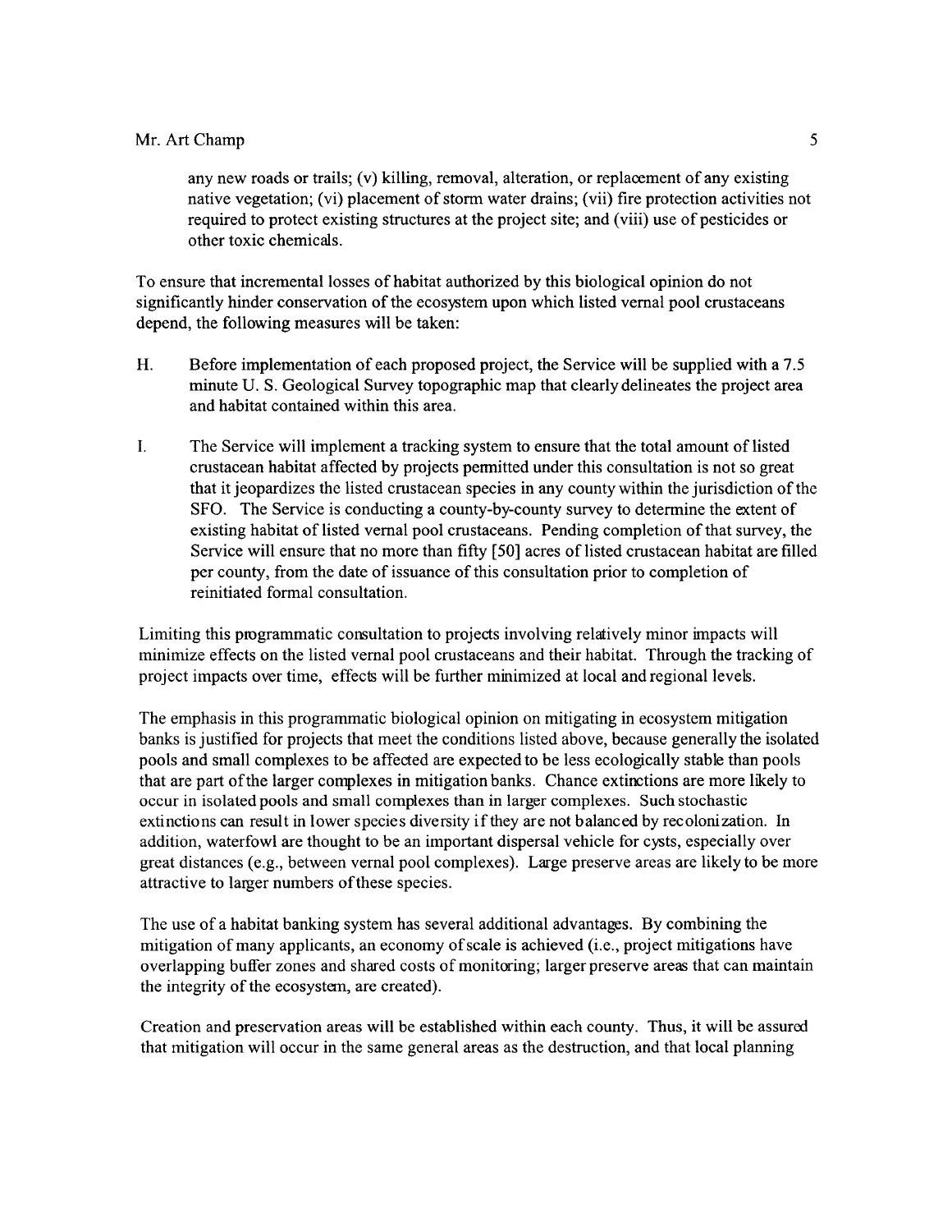any new roads or trails; (v) killing, removal, alteration, or replacement of any existing native vegetation; (vi) placement of storm water drains; (vii) fire protection activities not required to protect existing structures at the project site; and (viii) use of pesticides or other toxic chemicals.

To ensure that incremental losses of habitat authorized by this biological opinion do not significantly hinder conservation of the ecosystem upon which listed vernal pool crustaceans depend, the following measures will be taken:

H. Before implementation of each proposed project, the Service will be supplied with a 7.5 minute U. S. Geological Survey topographic map that clearly delineates the project area and habitat contained within this area.

I. The Service will implement a tracking system to ensure that the total amount of listed crustacean habitat affected by projects permitted under this consultation is not so great that it jeopardizes the listed crustacean species in any county within the jurisdiction of the SFO. The Service is conducting a county-by-county survey to determine the extent of existing habitat of listed vernal pool crustaceans. Pending completion of that survey, the Service will ensure that no more than fifty [50] acres of listed crustacean habitat are filled per county, from the date of issuance of this consultation prior to completion of reinitiated formal consultation.

Limiting this programmatic consultation to projects involving relatively minor impacts will minimize effects on the listed vernal pool crustaceans and their habitat. Through the tracking of project impacts over time, effects will be further minimized at local and regional levels.

The emphasis in this programmatic biological opinion on mitigating in ecosystem mitigation banks is justified for projects that meet the conditions listed above, because generally the isolated pools and small complexes to be affected are expected to be less ecologically stable than pools that are part of the larger complexes in mitigation banks. Chance extinctions are more likely to occur in isolated pools and small complexes than in larger complexes. Such stochastic extinctions can result in lower species diversity if they are not balanced by recolonization. In addition, waterfowl are thought to be an important dispersal vehicle for cysts, especially over great distances (e.g., between vernal pool complexes). Large preserve areas are likely to be more attractive to larger numbers of these species.

The use of a habitat banking system has several additional advantages. By combining the mitigation of many applicants, an economy of scale is achieved (i.e., project mitigations have overlapping buffer zones and shared costs of monitoring; larger preserve areas that can maintain the integrity of the ecosystem, are created).

Creation and preservation areas will be established within each county. Thus, it will be assured that mitigation will occur in the same general areas as the destruction, and that local planning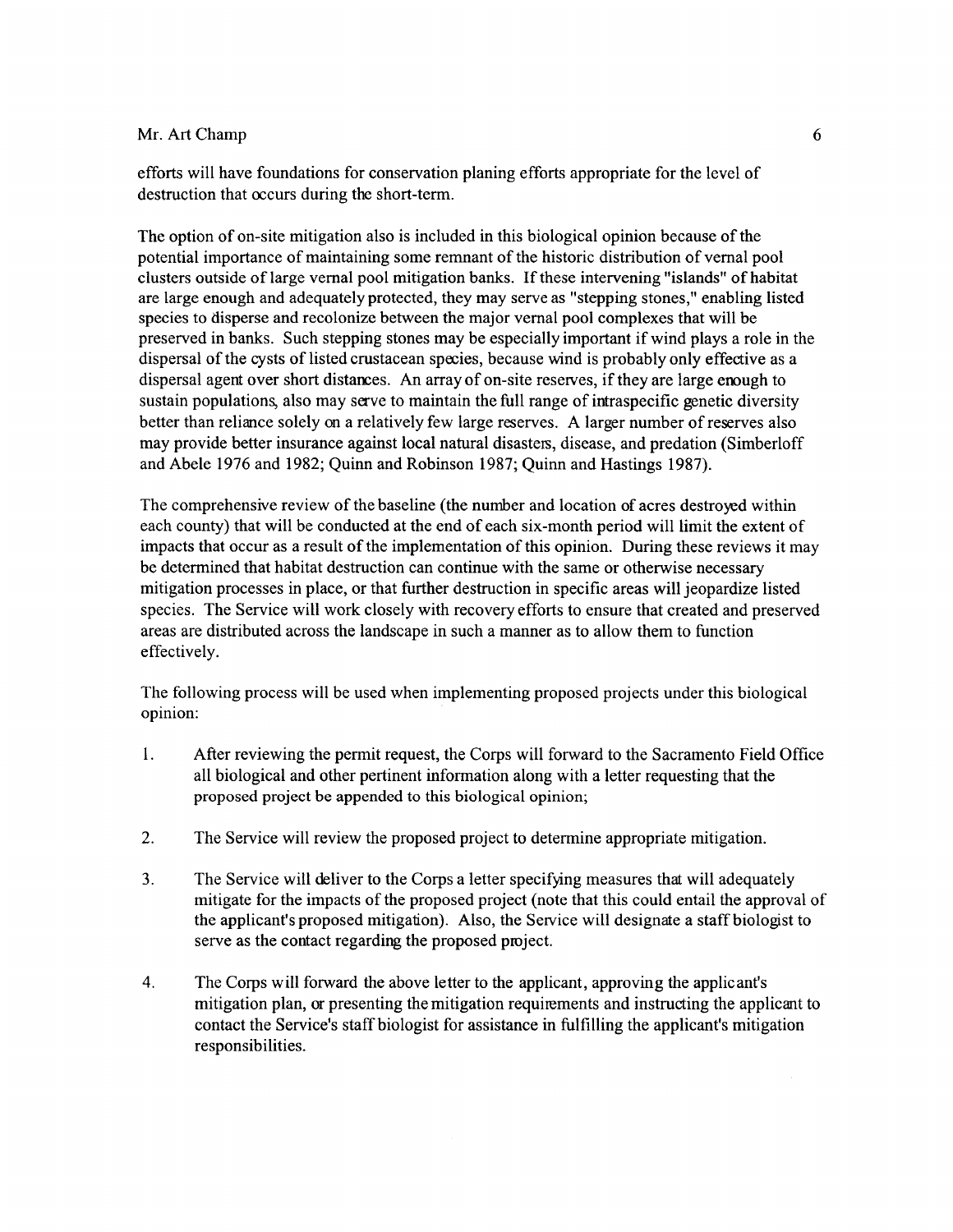efforts will have foundations for conservation planing efforts appropriate for the level of destruction that occurs during the short-term.

The option of on-site mitigation also is included in this biological opinion because of the potential importance of maintaining some remnant of the historic distribution of vernal pool clusters outside of large vernal pool mitigation banks. If these intervening "islands" of habitat are large enough and adequately protected, they may serve as "stepping stones," enabling listed species to disperse and recolonize between the major vernal pool complexes that will be preserved in banks. Such stepping stones may be especially important if wind plays a role in the dispersal of the cysts of listed crustacean species, because wind is probably only effective as a dispersal agent over short distances. An array of on-site reserves, if they are large enough to sustain populations, also may serve to maintain the full range of intraspecific genetic diversity better than reliance solely on a relatively few large reserves. A larger number of reserves also may provide better insurance against local natural disasters, disease, and predation (Simberloff and Abele 1976 and 1982; Quinn and Robinson 1987; Quinn and Hastings 1987).

The comprehensive review of the baseline (the number and location of acres destroyed within each county) that will be conducted at the end of each six-month period will limit the extent of impacts that occur as a result of the implementation of this opinion. During these reviews it may be determined that habitat destruction can continue with the same or otherwise necessary mitigation processes in place, or that further destruction in specific areas will jeopardize listed species. The Service will work closely with recovery efforts to ensure that created and preserved areas are distributed across the landscape in such a manner as to allow them to function effectively.

The following process will be used when implementing proposed projects under this biological opinion:

1. After reviewing the permit request, the Corps will forward to the Sacramento Field Office all biological and other pertinent information along with a letter requesting that the proposed project be appended to this biological opinion;

2. The Service will review the proposed project to determine appropriate mitigation.

3. The Service will deliver to the Corps a letter specifying measures that will adequately mitigate for the impacts of the proposed project (note that this could entail the approval of the applicant's proposed mitigation). Also, the Service will designate a staff biologist to serve as the contact regarding the proposed project.

4. The Corps will forward the above letter to the applicant, approving the applicant's mitigation plan, or presenting the mitigation requirements and instructing the applicant to contact the Service's staff biologist for assistance in fulfilling the applicant's mitigation responsibilities.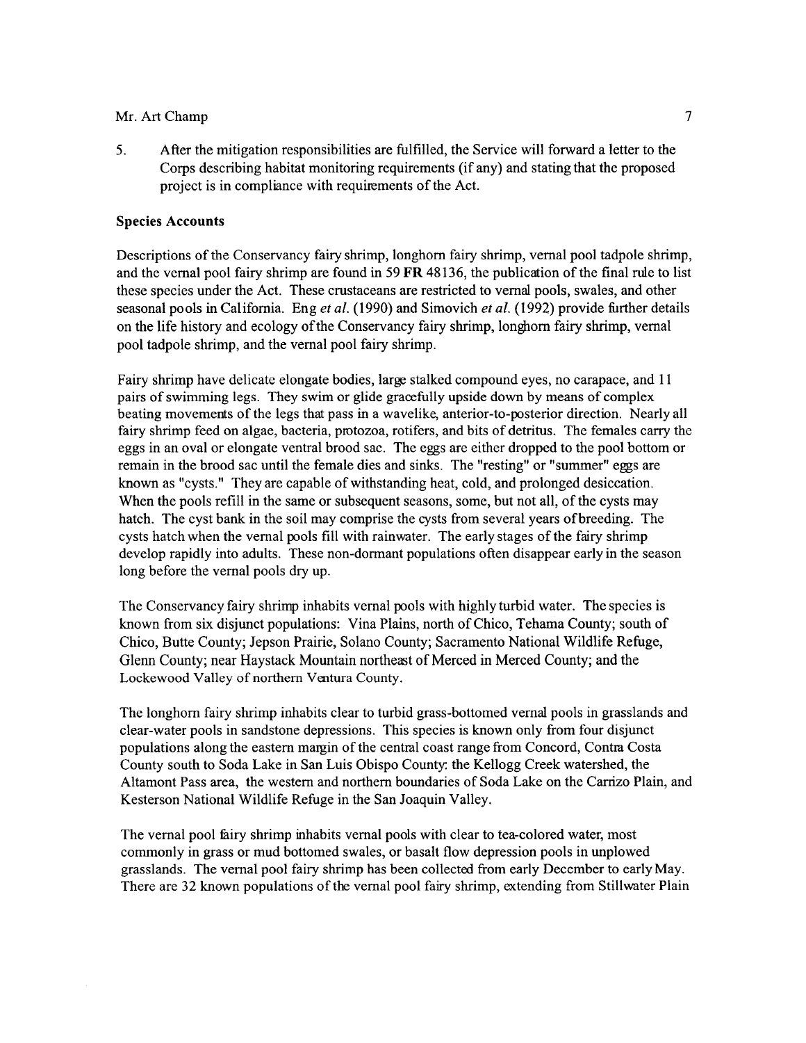5. After the mitigation responsibilities are fulfilled, the Service will forward a letter to the Corps describing habitat monitoring requirements (if any) and stating that the proposed project is in compliance with requirements of the Act.

**Species Accounts**

Descriptions of the Conservancy fairy shrimp, longhorn fairy shrimp, vernal pool tadpole shrimp, and the vernal pool fairy shrimp are found in 59 **FR** 48136, the publication of the final rule to list these species under the Act. These crustaceans are restricted to vernal pools, swales, and other seasonal pools in California. Eng *et al.* (1990) and Simovich *et al.* (1992) provide further details on the life history and ecology of the Conservancy fairy shrimp, longhorn fairy shrimp, vernal pool tadpole shrimp, and the vernal pool fairy shrimp.

Fairy shrimp have delicate elongate bodies, large stalked compound eyes, no carapace, and 11 pairs of swimming legs. They swim or glide gracefully upside down by means of complex beating movements of the legs that pass in a wavelike, anterior-to-posterior direction. Nearly all fairy shrimp feed on algae, bacteria, protozoa, rotifers, and bits of detritus. The females carry the eggs in an oval or elongate ventral brood sac. The eggs are either dropped to the pool bottom or remain in the brood sac until the female dies and sinks. The "resting" or "summer" eggs are known as "cysts." They are capable of withstanding heat, cold, and prolonged desiccation. When the pools refill in the same or subsequent seasons, some, but not all, of the cysts may hatch. The cyst bank in the soil may comprise the cysts from several years of breeding. The cysts hatch when the vernal pools fill with rainwater. The early stages of the fairy shrimp develop rapidly into adults. These non-dormant populations often disappear early in the season long before the vernal pools dry up.

The Conservancy fairy shrimp inhabits vernal pools with highly turbid water. The species is known from six disjunct populations: Vina Plains, north of Chico, Tehama County; south of Chico, Butte County; Jepson Prairie, Solano County; Sacramento National Wildlife Refuge, Glenn County; near Haystack Mountain northeast of Merced in Merced County; and the Lockewood Valley of northern Ventura County.

The longhorn fairy shrimp inhabits clear to turbid grass-bottomed vernal pools in grasslands and clear-water pools in sandstone depressions. This species is known only from four disjunct populations along the eastern margin of the central coast range from Concord, Contra Costa County south to Soda Lake in San Luis Obispo County: the Kellogg Creek watershed, the Altamont Pass area, the western and northern boundaries of Soda Lake on the Carrizo Plain, and Kesterson National Wildlife Refuge in the San Joaquin Valley.

The vernal pool fairy shrimp inhabits vernal pools with clear to tea-colored water, most commonly in grass or mud bottomed swales, or basalt flow depression pools in unplowed grasslands. The vernal pool fairy shrimp has been collected from early December to early May. There are 32 known populations of the vernal pool fairy shrimp, extending from Stillwater Plain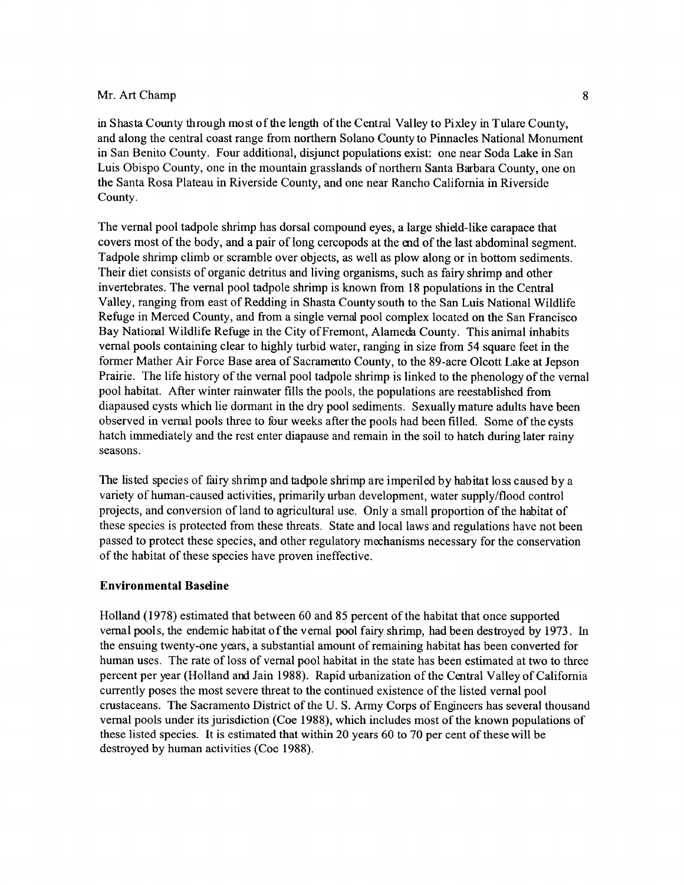in Shasta County through most of the length of the Central Valley to Pixley in Tulare County, and along the central coast range from northern Solano County to Pinnacles National Monument in San Benito County. Four additional, disjunct populations exist: one near Soda Lake in San Luis Obispo County, one in the mountain grasslands of northern Santa Barbara County, one on the Santa Rosa Plateau in Riverside County, and one near Rancho California in Riverside County.

The vernal pool tadpole shrimp has dorsal compound eyes, a large shield-like carapace that covers most of the body, and a pair of long cercopods at the end of the last abdominal segment. Tadpole shrimp climb or scramble over objects, as well as plow along or in bottom sediments. Their diet consists of organic detritus and living organisms, such as fairy shrimp and other invertebrates. The vernal pool tadpole shrimp is known from 18 populations in the Central Valley, ranging from east of Redding in Shasta County south to the San Luis National Wildlife Refuge in Merced County, and from a single vernal pool complex located on the San Francisco Bay National Wildlife Refuge in the City of Fremont, Alameda County. This animal inhabits vernal pools containing clear to highly turbid water, ranging in size from 54 square feet in the former Mather Air Force Base area of Sacramento County, to the 89-acre Olcott Lake at Jepson Prairie. The life history of the vernal pool tadpole shrimp is linked to the phenology of the vernal pool habitat. After winter rainwater fills the pools, the populations are reestablished from diapaused cysts which lie dormant in the dry pool sediments. Sexually mature adults have been observed in vernal pools three to four weeks after the pools had been filled. Some of the cysts hatch immediately and the rest enter diapause and remain in the soil to hatch during later rainy seasons.

The listed species of fairy shrimp and tadpole shrimp are imperiled by habitat loss caused by a variety of human-caused activities, primarily urban development, water supply/flood control projects, and conversion of land to agricultural use. Only a small proportion of the habitat of these species is protected from these threats. State and local laws and regulations have not been passed to protect these species, and other regulatory mechanisms necessary for the conservation of the habitat of these species have proven ineffective.

**Environmental Baseline**

Holland (1978) estimated that between 60 and 85 percent of the habitat that once supported vernal pools, the endemic habitat of the vernal pool fairy shrimp, had been destroyed by 1973. In the ensuing twenty-one years, a substantial amount of remaining habitat has been converted for human uses. The rate of loss of vernal pool habitat in the state has been estimated at two to three percent per year (Holland and Jain 1988). Rapid urbanization of the Central Valley of California currently poses the most severe threat to the continued existence of the listed vernal pool crustaceans. The Sacramento District of the U. S. Army Corps of Engineers has several thousand vernal pools under its jurisdiction (Coe 1988), which includes most of the known populations of these listed species. It is estimated that within 20 years 60 to 70 per cent of these will be destroyed by human activities (Coe 1988).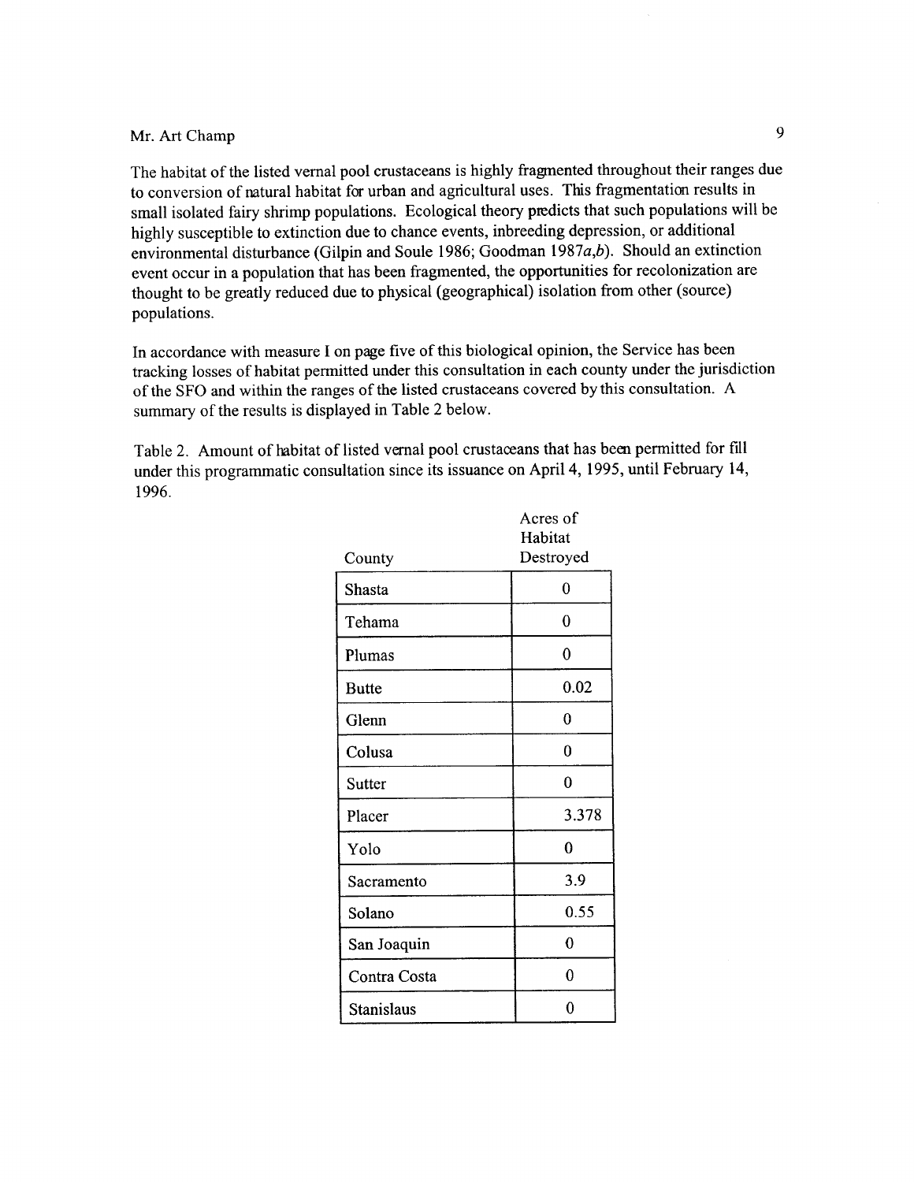The habitat of the listed vernal pool crustaceans is highly fragmented throughout their ranges due to conversion of natural habitat for urban and agricultural uses. This fragmentation results in small isolated fairy shrimp populations. Ecological theory predicts that such populations will be highly susceptible to extinction due to chance events, inbreeding depression, or additional environmental disturbance (Gilpin and Soule 1986; Goodman 1987*a,b*). Should an extinction event occur in a population that has been fragmented, the opportunities for recolonization are thought to be greatly reduced due to physical (geographical) isolation from other (source) populations.

In accordance with measure I on page five of this biological opinion, the Service has been tracking losses of habitat permitted under this consultation in each county under the jurisdiction of the SFO and within the ranges of the listed crustaceans covered by this consultation. A summary of the results is displayed in Table 2 below.

Table 2. Amount of habitat of listed vernal pool crustaceans that has been permitted for fill under this programmatic consultation since its issuance on April 4, 1995, until February 14, 1996.

| County | Acres of Habitat Destroyed |
|---|---|
| Shasta | 0 |
| Tehama | 0 |
| Plumas | 0 |
| Butte | 0.02 |
| Glenn | 0 |
| Colusa | 0 |
| Sutter | 0 |
| Placer | 3.378 |
| Yolo | 0 |
| Sacramento | 3.9 |
| Solano | 0.55 |
| San Joaquin | 0 |
| Contra Costa | 0 |
| Stanislaus | 0 |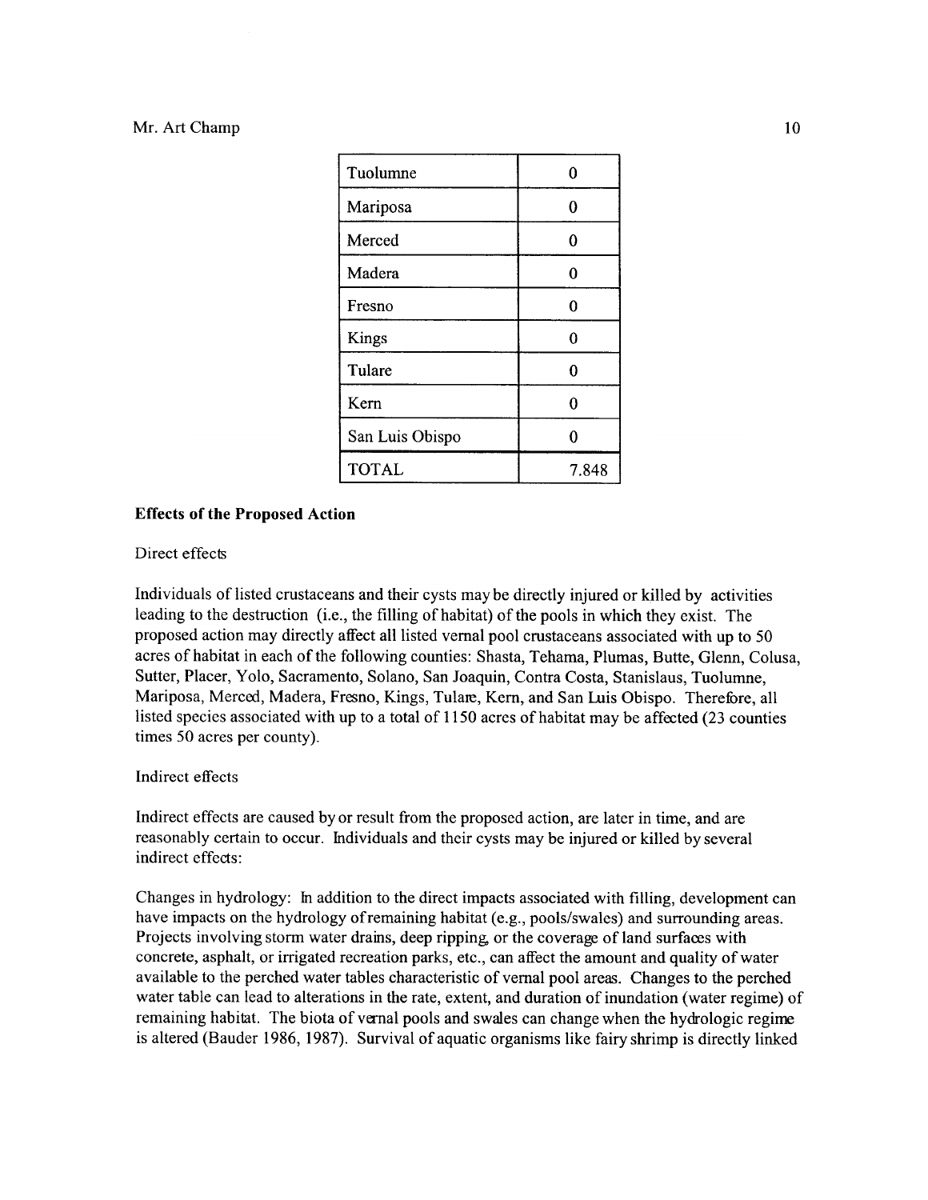| | |
|---|---|
| Tuolumne | 0 |
| Mariposa | 0 |
| Merced | 0 |
| Madera | 0 |
| Fresno | 0 |
| Kings | 0 |
| Tulare | 0 |
| Kern | 0 |
| San Luis Obispo | 0 |
| TOTAL | 7.848 |

**Effects of the Proposed Action**

Direct effects

Individuals of listed crustaceans and their cysts may be directly injured or killed by activities leading to the destruction (i.e., the filling of habitat) of the pools in which they exist. The proposed action may directly affect all listed vernal pool crustaceans associated with up to 50 acres of habitat in each of the following counties: Shasta, Tehama, Plumas, Butte, Glenn, Colusa, Sutter, Placer, Yolo, Sacramento, Solano, San Joaquin, Contra Costa, Stanislaus, Tuolumne, Mariposa, Merced, Madera, Fresno, Kings, Tulare, Kern, and San Luis Obispo. Therefore, all listed species associated with up to a total of 1150 acres of habitat may be affected (23 counties times 50 acres per county).

Indirect effects

Indirect effects are caused by or result from the proposed action, are later in time, and are reasonably certain to occur. Individuals and their cysts may be injured or killed by several indirect effects:

Changes in hydrology: In addition to the direct impacts associated with filling, development can have impacts on the hydrology of remaining habitat (e.g., pools/swales) and surrounding areas. Projects involving storm water drains, deep ripping, or the coverage of land surfaces with concrete, asphalt, or irrigated recreation parks, etc., can affect the amount and quality of water available to the perched water tables characteristic of vernal pool areas. Changes to the perched water table can lead to alterations in the rate, extent, and duration of inundation (water regime) of remaining habitat. The biota of vernal pools and swales can change when the hydrologic regime is altered (Bauder 1986, 1987). Survival of aquatic organisms like fairy shrimp is directly linked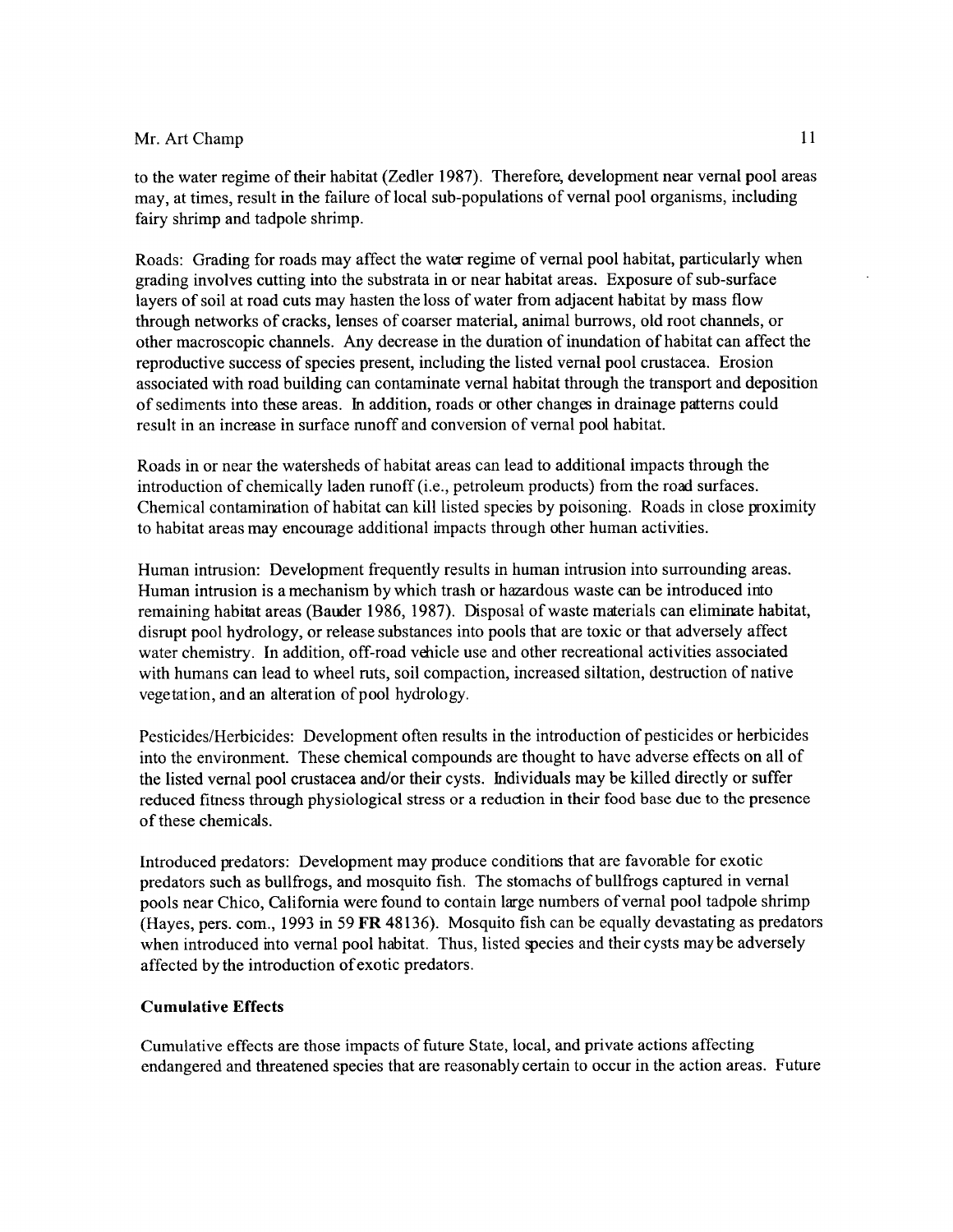to the water regime of their habitat (Zedler 1987). Therefore, development near vernal pool areas may, at times, result in the failure of local sub-populations of vernal pool organisms, including fairy shrimp and tadpole shrimp.

Roads: Grading for roads may affect the water regime of vernal pool habitat, particularly when grading involves cutting into the substrata in or near habitat areas. Exposure of sub-surface layers of soil at road cuts may hasten the loss of water from adjacent habitat by mass flow through networks of cracks, lenses of coarser material, animal burrows, old root channels, or other macroscopic channels. Any decrease in the duration of inundation of habitat can affect the reproductive success of species present, including the listed vernal pool crustacea. Erosion associated with road building can contaminate vernal habitat through the transport and deposition of sediments into these areas. In addition, roads or other changes in drainage patterns could result in an increase in surface runoff and conversion of vernal pool habitat.

Roads in or near the watersheds of habitat areas can lead to additional impacts through the introduction of chemically laden runoff (i.e., petroleum products) from the road surfaces. Chemical contamination of habitat can kill listed species by poisoning. Roads in close proximity to habitat areas may encourage additional impacts through other human activities.

Human intrusion: Development frequently results in human intrusion into surrounding areas. Human intrusion is a mechanism by which trash or hazardous waste can be introduced into remaining habitat areas (Bauder 1986, 1987). Disposal of waste materials can eliminate habitat, disrupt pool hydrology, or release substances into pools that are toxic or that adversely affect water chemistry. In addition, off-road vehicle use and other recreational activities associated with humans can lead to wheel ruts, soil compaction, increased siltation, destruction of native vegetation, and an alteration of pool hydrology.

Pesticides/Herbicides: Development often results in the introduction of pesticides or herbicides into the environment. These chemical compounds are thought to have adverse effects on all of the listed vernal pool crustacea and/or their cysts. Individuals may be killed directly or suffer reduced fitness through physiological stress or a reduction in their food base due to the presence of these chemicals.

Introduced predators: Development may produce conditions that are favorable for exotic predators such as bullfrogs, and mosquito fish. The stomachs of bullfrogs captured in vernal pools near Chico, California were found to contain large numbers of vernal pool tadpole shrimp (Hayes, pers. com., 1993 in 59 **FR** 48136). Mosquito fish can be equally devastating as predators when introduced into vernal pool habitat. Thus, listed species and their cysts may be adversely affected by the introduction of exotic predators.

**Cumulative Effects**

Cumulative effects are those impacts of future State, local, and private actions affecting endangered and threatened species that are reasonably certain to occur in the action areas. Future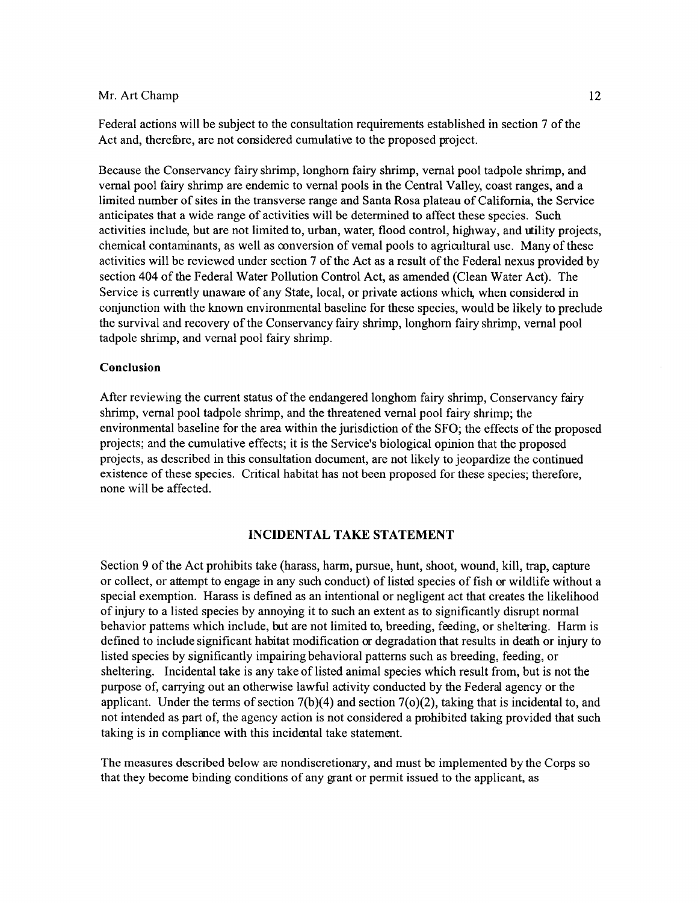Federal actions will be subject to the consultation requirements established in section 7 of the Act and, therefore, are not considered cumulative to the proposed project.

Because the Conservancy fairy shrimp, longhorn fairy shrimp, vernal pool tadpole shrimp, and vernal pool fairy shrimp are endemic to vernal pools in the Central Valley, coast ranges, and a limited number of sites in the transverse range and Santa Rosa plateau of California, the Service anticipates that a wide range of activities will be determined to affect these species. Such activities include, but are not limited to, urban, water, flood control, highway, and utility projects, chemical contaminants, as well as conversion of vernal pools to agricultural use. Many of these activities will be reviewed under section 7 of the Act as a result of the Federal nexus provided by section 404 of the Federal Water Pollution Control Act, as amended (Clean Water Act). The Service is currently unaware of any State, local, or private actions which, when considered in conjunction with the known environmental baseline for these species, would be likely to preclude the survival and recovery of the Conservancy fairy shrimp, longhorn fairy shrimp, vernal pool tadpole shrimp, and vernal pool fairy shrimp.

**Conclusion**

After reviewing the current status of the endangered longhorn fairy shrimp, Conservancy fairy shrimp, vernal pool tadpole shrimp, and the threatened vernal pool fairy shrimp; the environmental baseline for the area within the jurisdiction of the SFO; the effects of the proposed projects; and the cumulative effects; it is the Service's biological opinion that the proposed projects, as described in this consultation document, are not likely to jeopardize the continued existence of these species. Critical habitat has not been proposed for these species; therefore, none will be affected.

## INCIDENTAL TAKE STATEMENT

Section 9 of the Act prohibits take (harass, harm, pursue, hunt, shoot, wound, kill, trap, capture or collect, or attempt to engage in any such conduct) of listed species of fish or wildlife without a special exemption. Harass is defined as an intentional or negligent act that creates the likelihood of injury to a listed species by annoying it to such an extent as to significantly disrupt normal behavior patterns which include, but are not limited to, breeding, feeding, or sheltering. Harm is defined to include significant habitat modification or degradation that results in death or injury to listed species by significantly impairing behavioral patterns such as breeding, feeding, or sheltering. Incidental take is any take of listed animal species which result from, but is not the purpose of, carrying out an otherwise lawful activity conducted by the Federal agency or the applicant. Under the terms of section 7(b)(4) and section 7(o)(2), taking that is incidental to, and not intended as part of, the agency action is not considered a prohibited taking provided that such taking is in compliance with this incidental take statement.

The measures described below are nondiscretionary, and must be implemented by the Corps so that they become binding conditions of any grant or permit issued to the applicant, as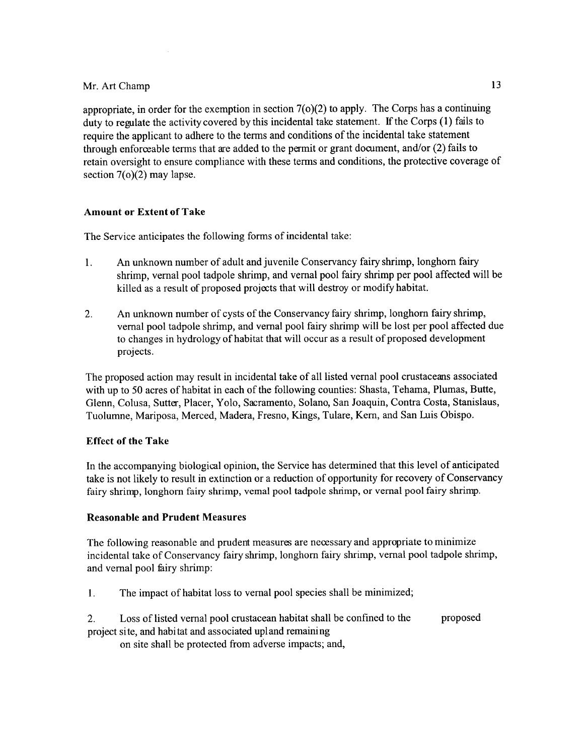appropriate, in order for the exemption in section 7(o)(2) to apply. The Corps has a continuing duty to regulate the activity covered by this incidental take statement. If the Corps (1) fails to require the applicant to adhere to the terms and conditions of the incidental take statement through enforceable terms that are added to the permit or grant document, and/or (2) fails to retain oversight to ensure compliance with these terms and conditions, the protective coverage of section 7(o)(2) may lapse.

**Amount or Extent of Take**

The Service anticipates the following forms of incidental take:

1. An unknown number of adult and juvenile Conservancy fairy shrimp, longhorn fairy shrimp, vernal pool tadpole shrimp, and vernal pool fairy shrimp per pool affected will be killed as a result of proposed projects that will destroy or modify habitat.

2. An unknown number of cysts of the Conservancy fairy shrimp, longhorn fairy shrimp, vernal pool tadpole shrimp, and vernal pool fairy shrimp will be lost per pool affected due to changes in hydrology of habitat that will occur as a result of proposed development projects.

The proposed action may result in incidental take of all listed vernal pool crustaceans associated with up to 50 acres of habitat in each of the following counties: Shasta, Tehama, Plumas, Butte, Glenn, Colusa, Sutter, Placer, Yolo, Sacramento, Solano, San Joaquin, Contra Costa, Stanislaus, Tuolumne, Mariposa, Merced, Madera, Fresno, Kings, Tulare, Kern, and San Luis Obispo.

**Effect of the Take**

In the accompanying biological opinion, the Service has determined that this level of anticipated take is not likely to result in extinction or a reduction of opportunity for recovery of Conservancy fairy shrimp, longhorn fairy shrimp, vernal pool tadpole shrimp, or vernal pool fairy shrimp.

**Reasonable and Prudent Measures**

The following reasonable and prudent measures are necessary and appropriate to minimize incidental take of Conservancy fairy shrimp, longhorn fairy shrimp, vernal pool tadpole shrimp, and vernal pool fairy shrimp:

1. The impact of habitat loss to vernal pool species shall be minimized;

2. Loss of listed vernal pool crustacean habitat shall be confined to the proposed project site, and habitat and associated upland remaining on site shall be protected from adverse impacts; and,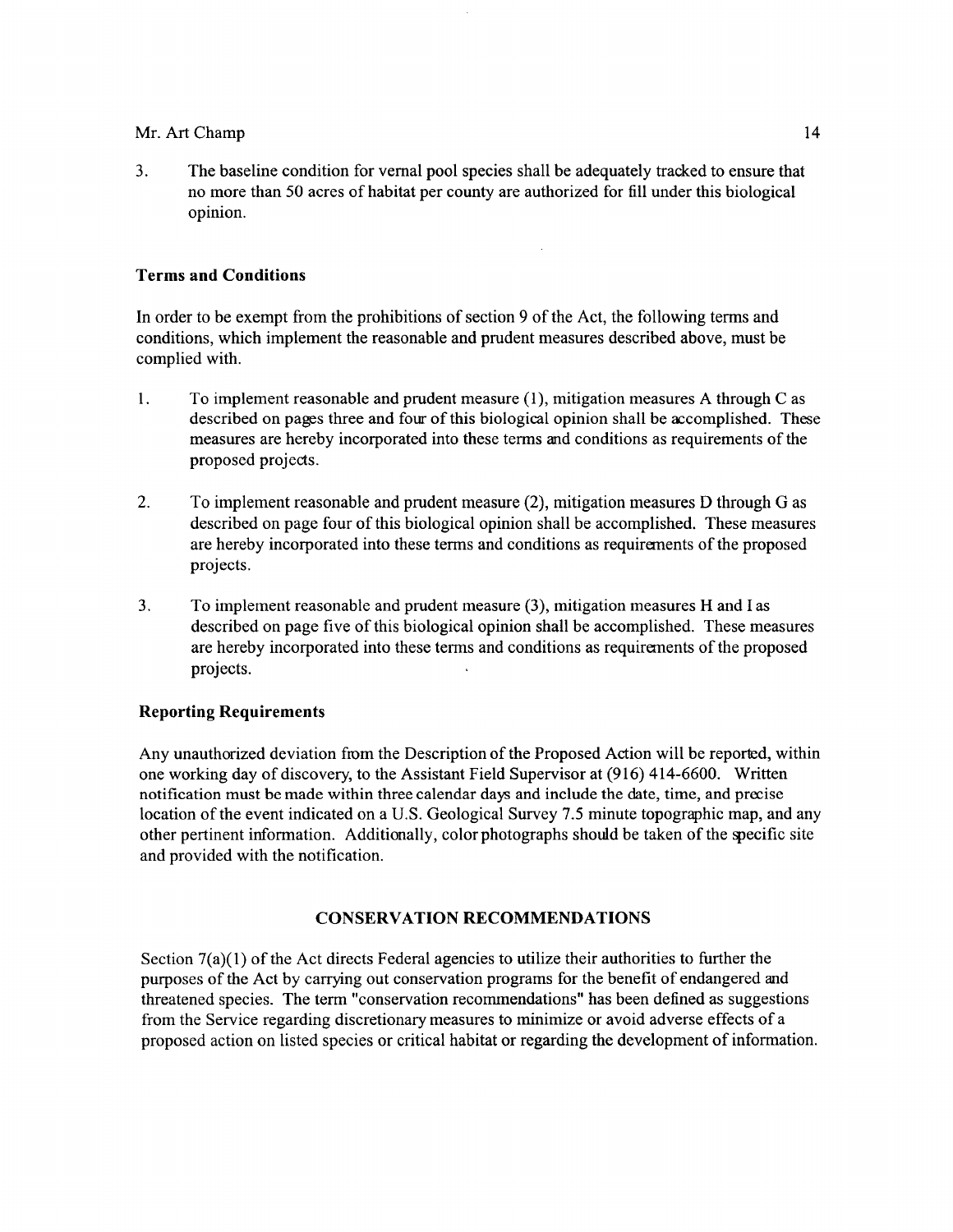3. The baseline condition for vernal pool species shall be adequately tracked to ensure that no more than 50 acres of habitat per county are authorized for fill under this biological opinion.

### Terms and Conditions

In order to be exempt from the prohibitions of section 9 of the Act, the following terms and conditions, which implement the reasonable and prudent measures described above, must be complied with.

1. To implement reasonable and prudent measure (1), mitigation measures A through C as described on pages three and four of this biological opinion shall be accomplished. These measures are hereby incorporated into these terms and conditions as requirements of the proposed projects.

2. To implement reasonable and prudent measure (2), mitigation measures D through G as described on page four of this biological opinion shall be accomplished. These measures are hereby incorporated into these terms and conditions as requirements of the proposed projects.

3. To implement reasonable and prudent measure (3), mitigation measures H and I as described on page five of this biological opinion shall be accomplished. These measures are hereby incorporated into these terms and conditions as requirements of the proposed projects.

### Reporting Requirements

Any unauthorized deviation from the Description of the Proposed Action will be reported, within one working day of discovery, to the Assistant Field Supervisor at (916) 414-6600. Written notification must be made within three calendar days and include the date, time, and precise location of the event indicated on a U.S. Geological Survey 7.5 minute topographic map, and any other pertinent information. Additionally, color photographs should be taken of the specific site and provided with the notification.

## CONSERVATION RECOMMENDATIONS

Section 7(a)(1) of the Act directs Federal agencies to utilize their authorities to further the purposes of the Act by carrying out conservation programs for the benefit of endangered and threatened species. The term "conservation recommendations" has been defined as suggestions from the Service regarding discretionary measures to minimize or avoid adverse effects of a proposed action on listed species or critical habitat or regarding the development of information.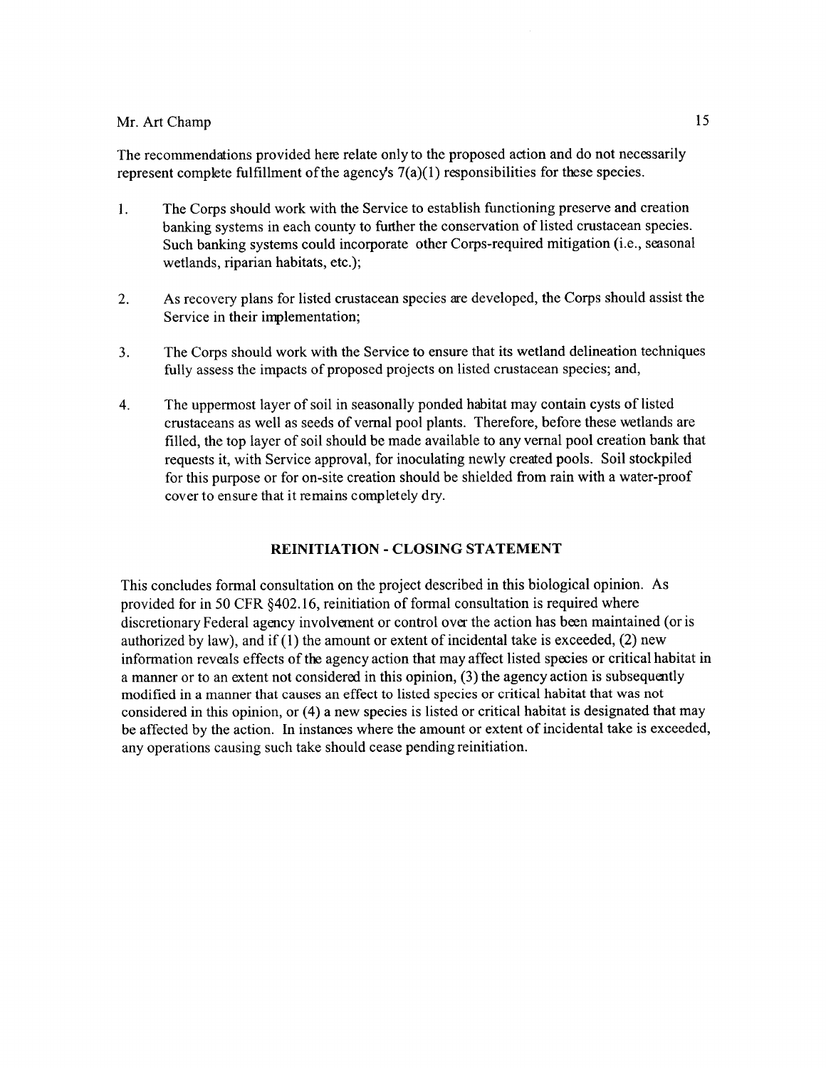The recommendations provided here relate only to the proposed action and do not necessarily represent complete fulfillment of the agency's 7(a)(1) responsibilities for these species.

1. The Corps should work with the Service to establish functioning preserve and creation banking systems in each county to further the conservation of listed crustacean species. Such banking systems could incorporate other Corps-required mitigation (i.e., seasonal wetlands, riparian habitats, etc.);

2. As recovery plans for listed crustacean species are developed, the Corps should assist the Service in their implementation;

3. The Corps should work with the Service to ensure that its wetland delineation techniques fully assess the impacts of proposed projects on listed crustacean species; and,

4. The uppermost layer of soil in seasonally ponded habitat may contain cysts of listed crustaceans as well as seeds of vernal pool plants. Therefore, before these wetlands are filled, the top layer of soil should be made available to any vernal pool creation bank that requests it, with Service approval, for inoculating newly created pools. Soil stockpiled for this purpose or for on-site creation should be shielded from rain with a water-proof cover to ensure that it remains completely dry.

## REINITIATION - CLOSING STATEMENT

This concludes formal consultation on the project described in this biological opinion. As provided for in 50 CFR §402.16, reinitiation of formal consultation is required where discretionary Federal agency involvement or control over the action has been maintained (or is authorized by law), and if (1) the amount or extent of incidental take is exceeded, (2) new information reveals effects of the agency action that may affect listed species or critical habitat in a manner or to an extent not considered in this opinion, (3) the agency action is subsequently modified in a manner that causes an effect to listed species or critical habitat that was not considered in this opinion, or (4) a new species is listed or critical habitat is designated that may be affected by the action. In instances where the amount or extent of incidental take is exceeded, any operations causing such take should cease pending reinitiation.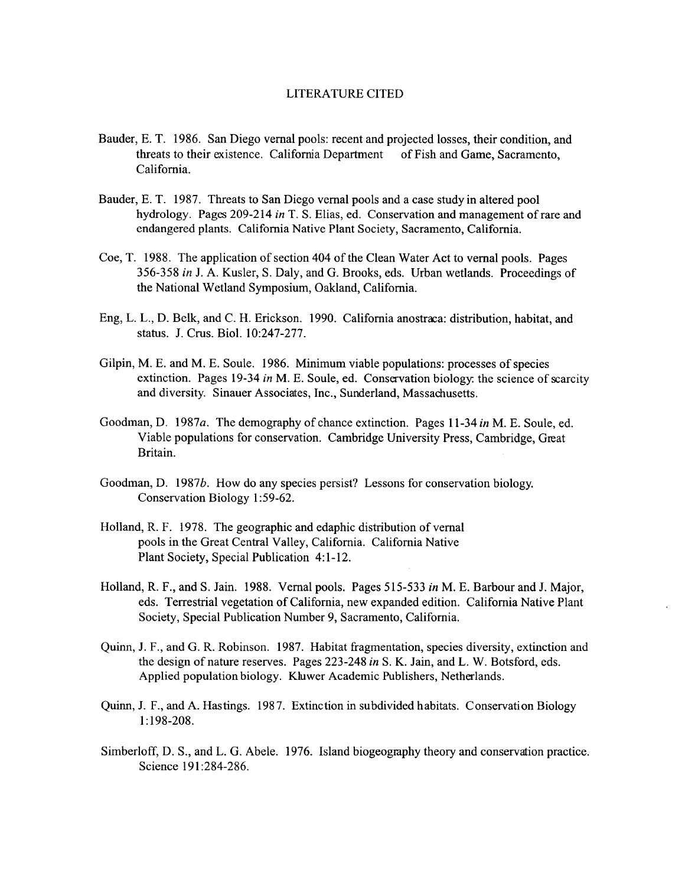# LITERATURE CITED

Bauder, E. T. 1986. San Diego vernal pools: recent and projected losses, their condition, and threats to their existence. California Department of Fish and Game, Sacramento, California.

Bauder, E. T. 1987. Threats to San Diego vernal pools and a case study in altered pool hydrology. Pages 209-214 *in* T. S. Elias, ed. Conservation and management of rare and endangered plants. California Native Plant Society, Sacramento, California.

Coe, T. 1988. The application of section 404 of the Clean Water Act to vernal pools. Pages 356-358 *in* J. A. Kusler, S. Daly, and G. Brooks, eds. Urban wetlands. Proceedings of the National Wetland Symposium, Oakland, California.

Eng, L. L., D. Belk, and C. H. Erickson. 1990. California anostraca: distribution, habitat, and status. J. Crus. Biol. 10:247-277.

Gilpin, M. E. and M. E. Soule. 1986. Minimum viable populations: processes of species extinction. Pages 19-34 *in* M. E. Soule, ed. Conservation biology: the science of scarcity and diversity. Sinauer Associates, Inc., Sunderland, Massachusetts.

Goodman, D. 1987*a*. The demography of chance extinction. Pages 11-34 *in* M. E. Soule, ed. Viable populations for conservation. Cambridge University Press, Cambridge, Great Britain.

Goodman, D. 1987*b*. How do any species persist? Lessons for conservation biology. Conservation Biology 1:59-62.

Holland, R. F. 1978. The geographic and edaphic distribution of vernal pools in the Great Central Valley, California. California Native Plant Society, Special Publication 4:1-12.

Holland, R. F., and S. Jain. 1988. Vernal pools. Pages 515-533 *in* M. E. Barbour and J. Major, eds. Terrestrial vegetation of California, new expanded edition. California Native Plant Society, Special Publication Number 9, Sacramento, California.

Quinn, J. F., and G. R. Robinson. 1987. Habitat fragmentation, species diversity, extinction and the design of nature reserves. Pages 223-248 *in* S. K. Jain, and L. W. Botsford, eds. Applied population biology. Kluwer Academic Publishers, Netherlands.

Quinn, J. F., and A. Hastings. 1987. Extinction in subdivided habitats. Conservation Biology 1:198-208.

Simberloff, D. S., and L. G. Abele. 1976. Island biogeography theory and conservation practice. Science 191:284-286.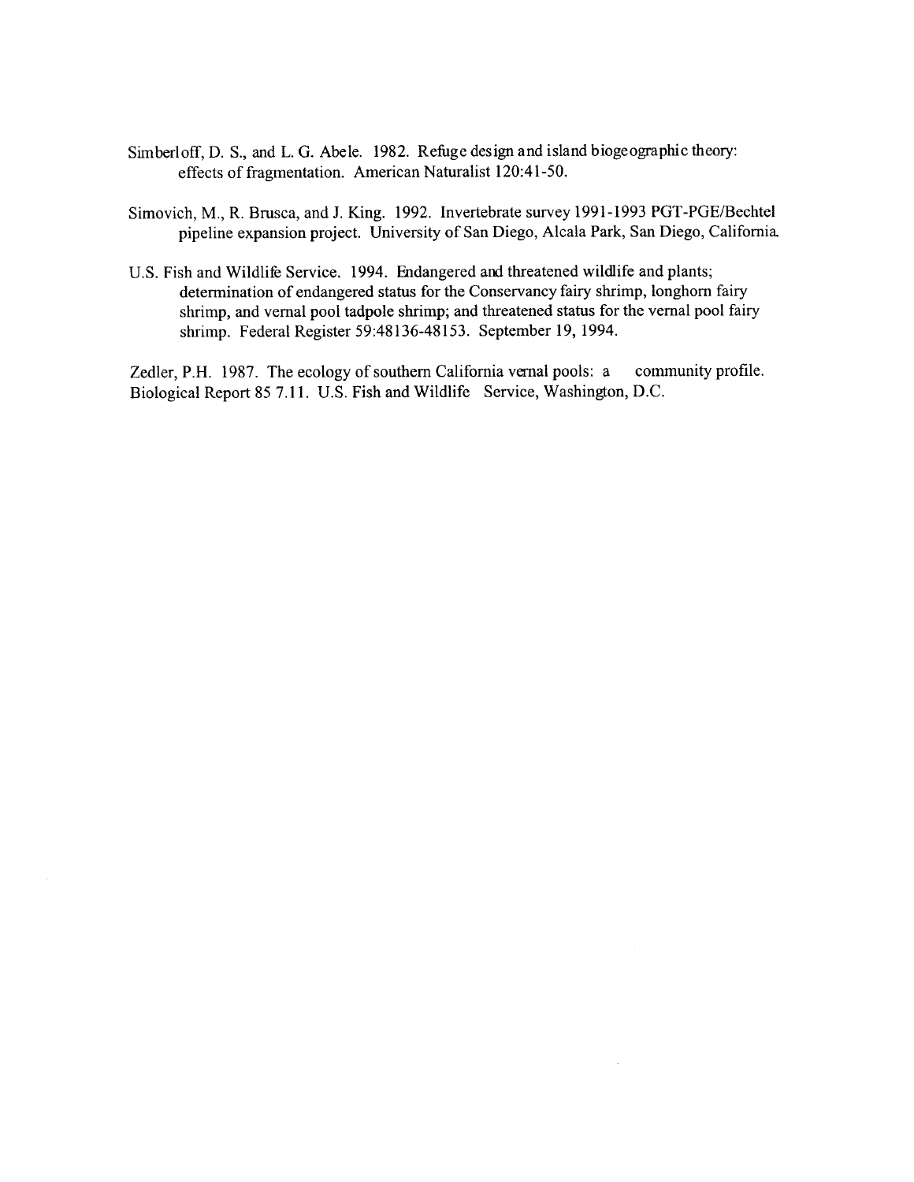Simberloff, D. S., and L. G. Abele. 1982. Refuge design and island biogeographic theory: effects of fragmentation. American Naturalist 120:41-50.

Simovich, M., R. Brusca, and J. King. 1992. Invertebrate survey 1991-1993 PGT-PGE/Bechtel pipeline expansion project. University of San Diego, Alcala Park, San Diego, California.

U.S. Fish and Wildlife Service. 1994. Endangered and threatened wildlife and plants; determination of endangered status for the Conservancy fairy shrimp, longhorn fairy shrimp, and vernal pool tadpole shrimp; and threatened status for the vernal pool fairy shrimp. Federal Register 59:48136-48153. September 19, 1994.

Zedler, P.H. 1987. The ecology of southern California vernal pools: a community profile. Biological Report 85 7.11. U.S. Fish and Wildlife Service, Washington, D.C.